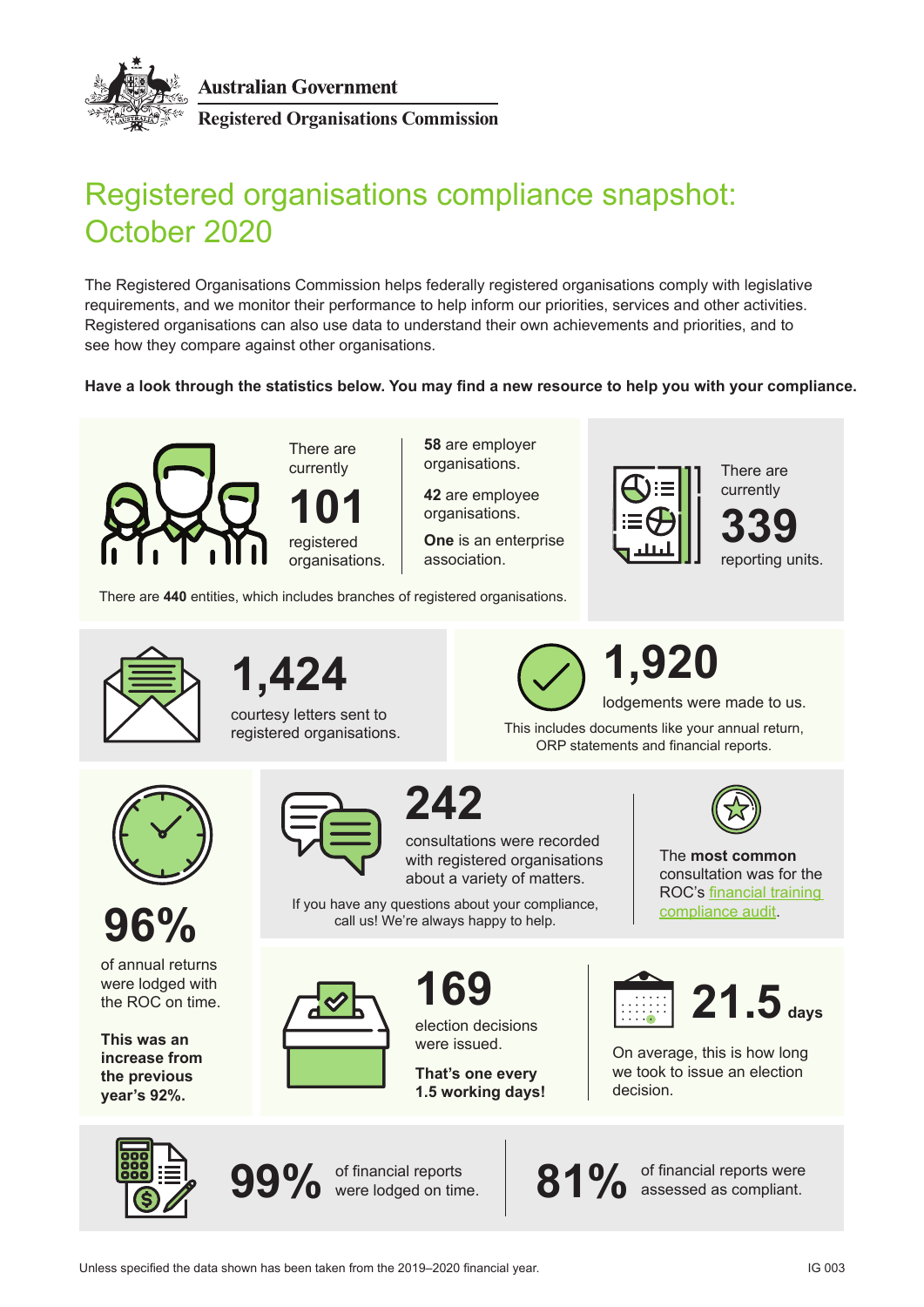Australian Government
Registered Organisations Commission

# Registered organisations compliance snapshot: October 2020

The Registered Organisations Commission helps federally registered organisations comply with legislative requirements, and we monitor their performance to help inform our priorities, services and other activities. Registered organisations can also use data to understand their own achievements and priorities, and to see how they compare against other organisations.

**Have a look through the statistics below. You may find a new resource to help you with your compliance.**

There are currently **101** registered organisations.

**58** are employer organisations.

**42** are employee organisations.

**One** is an enterprise association.

There are **440** entities, which includes branches of registered organisations.

There are currently **339** reporting units.

**1,424** courtesy letters sent to registered organisations.

**1,920** lodgements were made to us.

This includes documents like your annual return, ORP statements and financial reports.

**96%** of annual returns were lodged with the ROC on time.

**This was an increase from the previous year's 92%.**

**242** consultations were recorded with registered organisations about a variety of matters.

If you have any questions about your compliance, call us! We're always happy to help.

The **most common** consultation was for the ROC's financial training compliance audit.

**169** election decisions were issued.

**That's one every 1.5 working days!**

**21.5 days**

On average, this is how long we took to issue an election decision.

**99%** of financial reports were lodged on time.

**81%** of financial reports were assessed as compliant.

Unless specified the data shown has been taken from the 2019–2020 financial year.

IG 003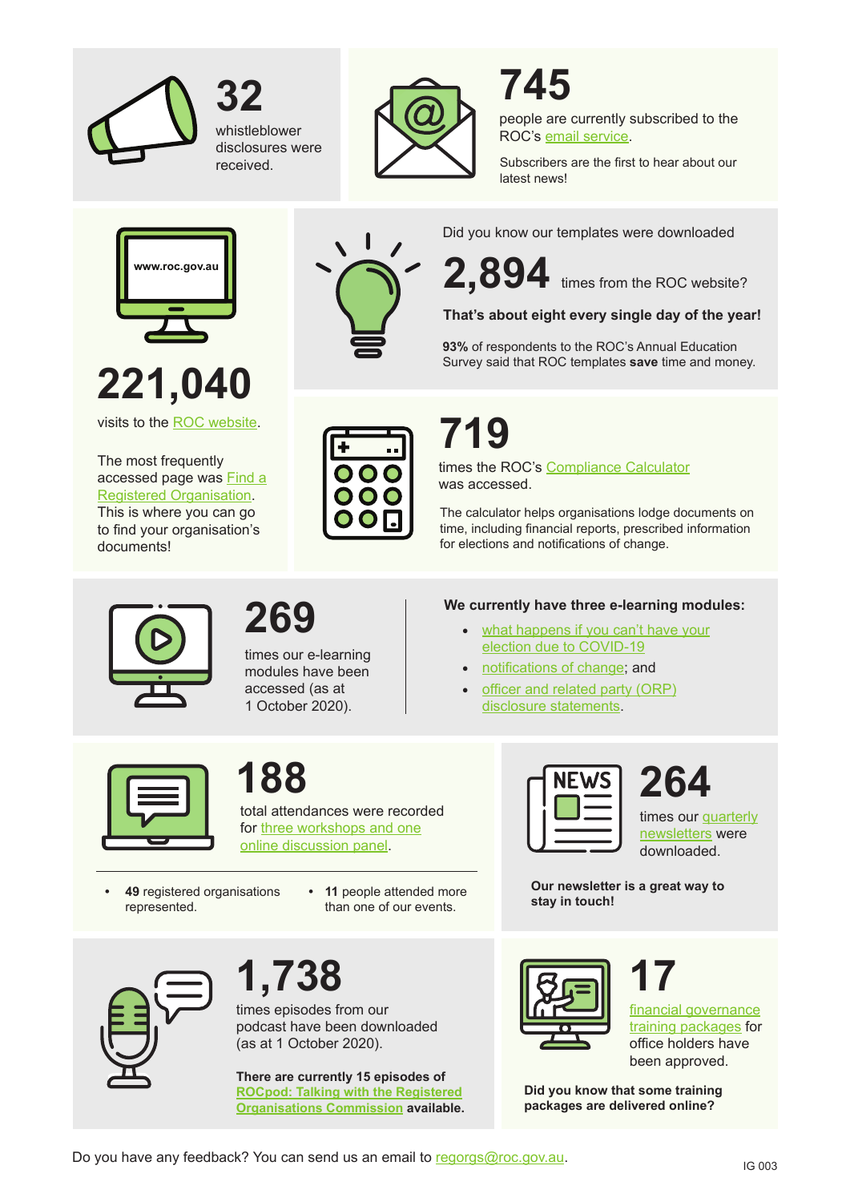**32**

whistleblower disclosures were received.

**745**

people are currently subscribed to the ROC's email service.

Subscribers are the first to hear about our latest news!

www.roc.gov.au

**221,040**

visits to the ROC website.

The most frequently accessed page was Find a Registered Organisation. This is where you can go to find your organisation's documents!

Did you know our templates were downloaded

**2,894** times from the ROC website?

**That's about eight every single day of the year!**

**93%** of respondents to the ROC's Annual Education Survey said that ROC templates **save** time and money.

**719**

times the ROC's Compliance Calculator was accessed.

The calculator helps organisations lodge documents on time, including financial reports, prescribed information for elections and notifications of change.

**269**

times our e-learning modules have been accessed (as at 1 October 2020).

**We currently have three e-learning modules:**

- what happens if you can't have your election due to COVID-19
- notifications of change; and
- officer and related party (ORP) disclosure statements.

**188**

total attendances were recorded for three workshops and one online discussion panel.

- **49** registered organisations represented.
- **11** people attended more than one of our events.

NEWS

**264**

times our quarterly newsletters were downloaded.

**Our newsletter is a great way to stay in touch!**

**1,738**

times episodes from our podcast have been downloaded (as at 1 October 2020).

**There are currently 15 episodes of ROCpod: Talking with the Registered Organisations Commission available.**

**17**

financial governance training packages for office holders have been approved.

**Did you know that some training packages are delivered online?**

Do you have any feedback? You can send us an email to regorgs@roc.gov.au.

IG 003